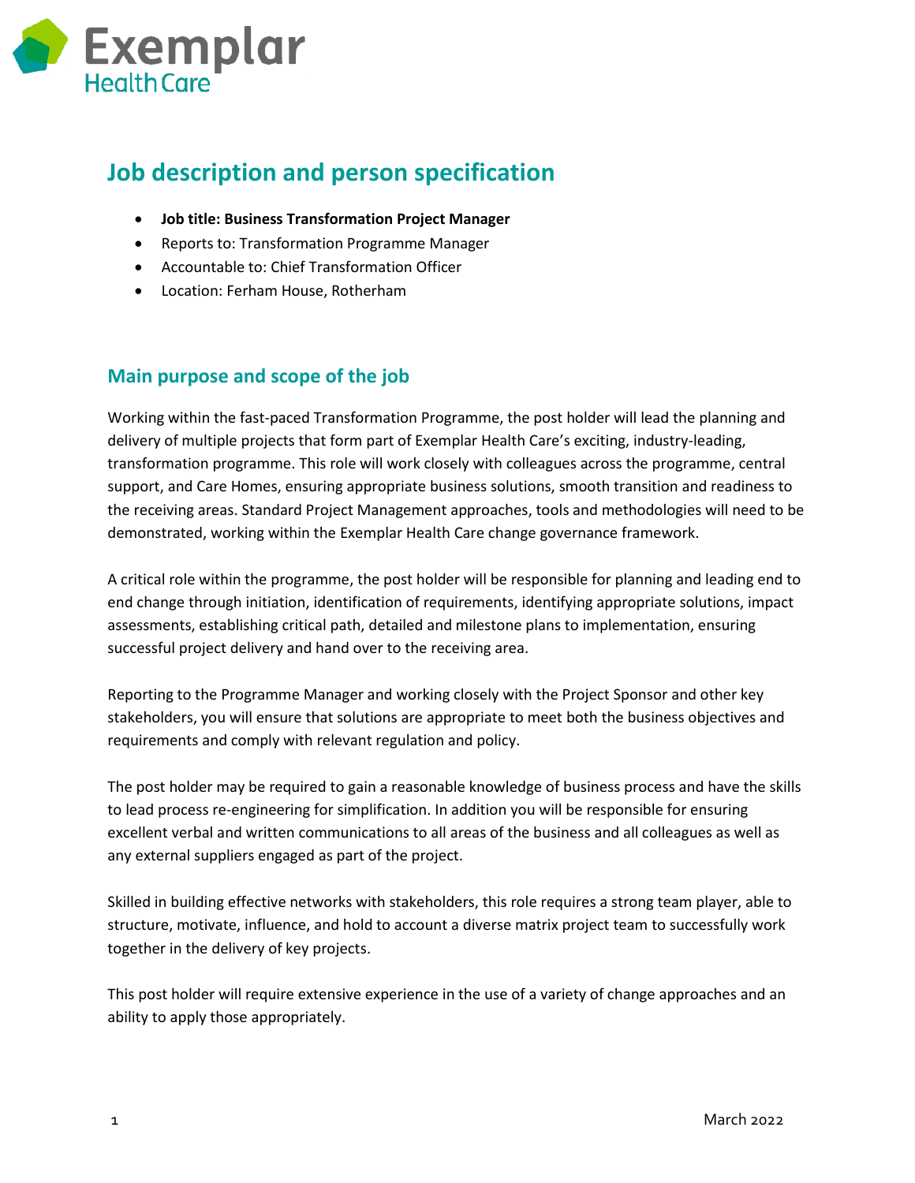# Job description and person specification

- **Job title: Business Transformation Project Manager**
- Reports to: Transformation Programme Manager
- Accountable to: Chief Transformation Officer
- Location: Ferham House, Rotherham

## Main purpose and scope of the job

Working within the fast-paced Transformation Programme, the post holder will lead the planning and delivery of multiple projects that form part of Exemplar Health Care's exciting, industry-leading, transformation programme. This role will work closely with colleagues across the programme, central support, and Care Homes, ensuring appropriate business solutions, smooth transition and readiness to the receiving areas. Standard Project Management approaches, tools and methodologies will need to be demonstrated, working within the Exemplar Health Care change governance framework.

A critical role within the programme, the post holder will be responsible for planning and leading end to end change through initiation, identification of requirements, identifying appropriate solutions, impact assessments, establishing critical path, detailed and milestone plans to implementation, ensuring successful project delivery and hand over to the receiving area.

Reporting to the Programme Manager and working closely with the Project Sponsor and other key stakeholders, you will ensure that solutions are appropriate to meet both the business objectives and requirements and comply with relevant regulation and policy.

The post holder may be required to gain a reasonable knowledge of business process and have the skills to lead process re-engineering for simplification. In addition you will be responsible for ensuring excellent verbal and written communications to all areas of the business and all colleagues as well as any external suppliers engaged as part of the project.

Skilled in building effective networks with stakeholders, this role requires a strong team player, able to structure, motivate, influence, and hold to account a diverse matrix project team to successfully work together in the delivery of key projects.

This post holder will require extensive experience in the use of a variety of change approaches and an ability to apply those appropriately.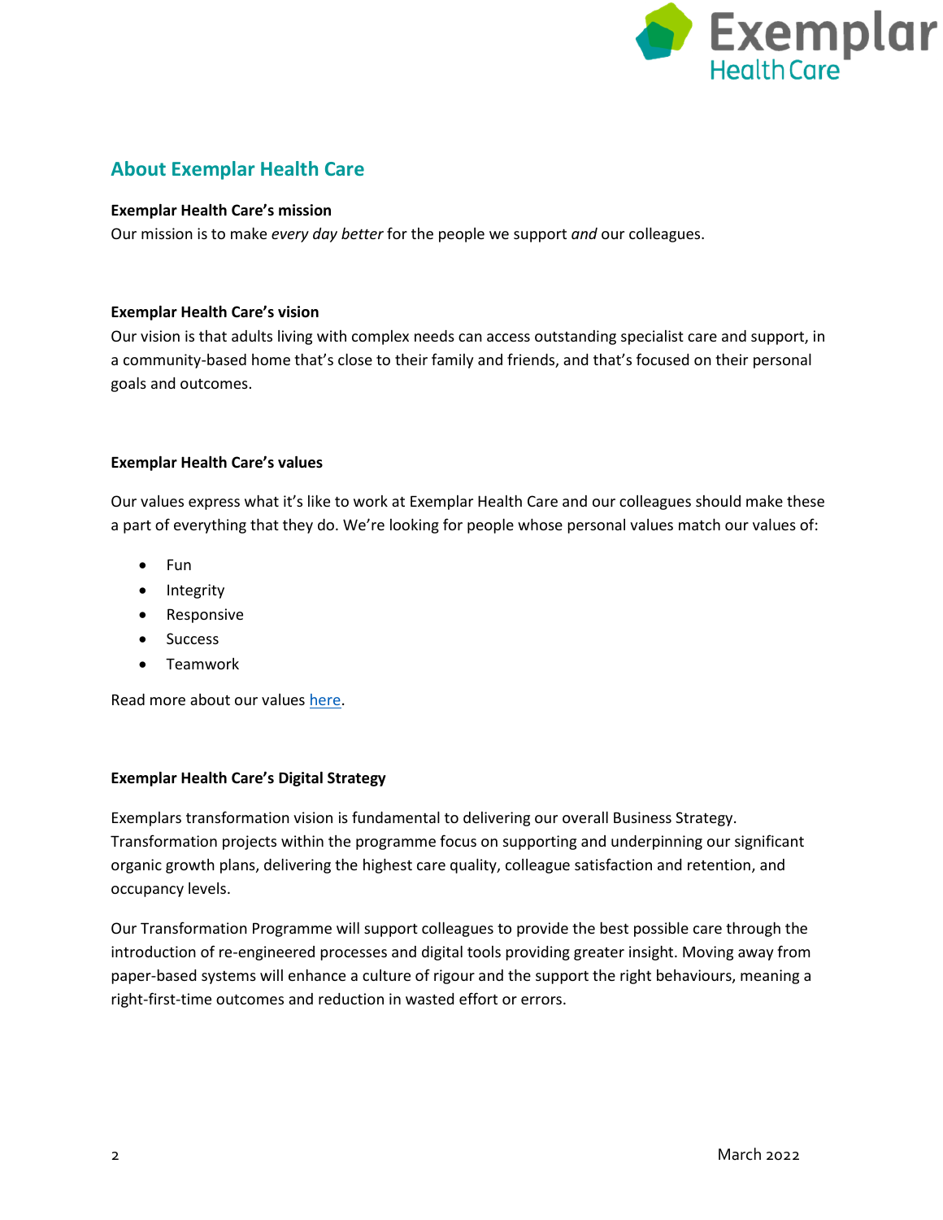## About Exemplar Health Care

**Exemplar Health Care's mission**

Our mission is to make *every day better* for the people we support *and* our colleagues.

**Exemplar Health Care's vision**

Our vision is that adults living with complex needs can access outstanding specialist care and support, in a community-based home that's close to their family and friends, and that's focused on their personal goals and outcomes.

**Exemplar Health Care's values**

Our values express what it's like to work at Exemplar Health Care and our colleagues should make these a part of everything that they do. We're looking for people whose personal values match our values of:

- Fun
- Integrity
- Responsive
- Success
- Teamwork

Read more about our values here.

**Exemplar Health Care's Digital Strategy**

Exemplars transformation vision is fundamental to delivering our overall Business Strategy. Transformation projects within the programme focus on supporting and underpinning our significant organic growth plans, delivering the highest care quality, colleague satisfaction and retention, and occupancy levels.

Our Transformation Programme will support colleagues to provide the best possible care through the introduction of re-engineered processes and digital tools providing greater insight. Moving away from paper-based systems will enhance a culture of rigour and the support the right behaviours, meaning a right-first-time outcomes and reduction in wasted effort or errors.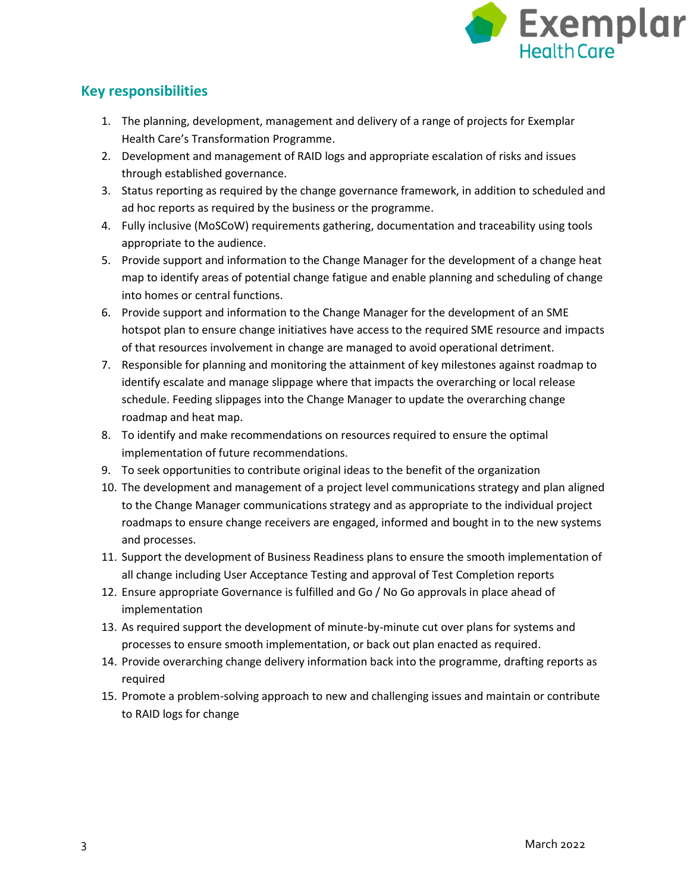## Key responsibilities

1. The planning, development, management and delivery of a range of projects for Exemplar Health Care's Transformation Programme.
2. Development and management of RAID logs and appropriate escalation of risks and issues through established governance.
3. Status reporting as required by the change governance framework, in addition to scheduled and ad hoc reports as required by the business or the programme.
4. Fully inclusive (MoSCoW) requirements gathering, documentation and traceability using tools appropriate to the audience.
5. Provide support and information to the Change Manager for the development of a change heat map to identify areas of potential change fatigue and enable planning and scheduling of change into homes or central functions.
6. Provide support and information to the Change Manager for the development of an SME hotspot plan to ensure change initiatives have access to the required SME resource and impacts of that resources involvement in change are managed to avoid operational detriment.
7. Responsible for planning and monitoring the attainment of key milestones against roadmap to identify escalate and manage slippage where that impacts the overarching or local release schedule. Feeding slippages into the Change Manager to update the overarching change roadmap and heat map.
8. To identify and make recommendations on resources required to ensure the optimal implementation of future recommendations.
9. To seek opportunities to contribute original ideas to the benefit of the organization
10. The development and management of a project level communications strategy and plan aligned to the Change Manager communications strategy and as appropriate to the individual project roadmaps to ensure change receivers are engaged, informed and bought in to the new systems and processes.
11. Support the development of Business Readiness plans to ensure the smooth implementation of all change including User Acceptance Testing and approval of Test Completion reports
12. Ensure appropriate Governance is fulfilled and Go / No Go approvals in place ahead of implementation
13. As required support the development of minute-by-minute cut over plans for systems and processes to ensure smooth implementation, or back out plan enacted as required.
14. Provide overarching change delivery information back into the programme, drafting reports as required
15. Promote a problem-solving approach to new and challenging issues and maintain or contribute to RAID logs for change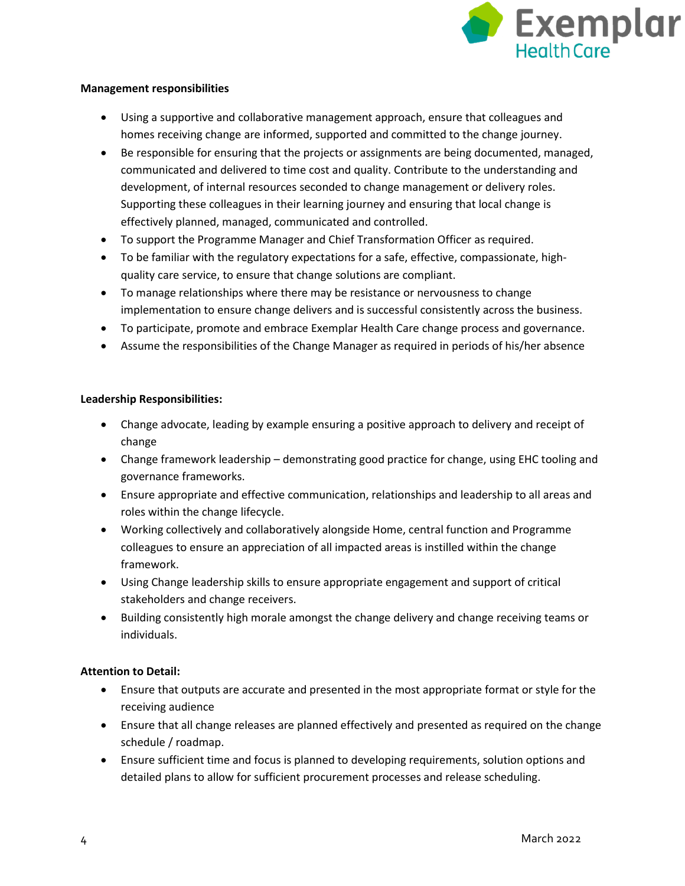**Management responsibilities**

- Using a supportive and collaborative management approach, ensure that colleagues and homes receiving change are informed, supported and committed to the change journey.
- Be responsible for ensuring that the projects or assignments are being documented, managed, communicated and delivered to time cost and quality. Contribute to the understanding and development, of internal resources seconded to change management or delivery roles. Supporting these colleagues in their learning journey and ensuring that local change is effectively planned, managed, communicated and controlled.
- To support the Programme Manager and Chief Transformation Officer as required.
- To be familiar with the regulatory expectations for a safe, effective, compassionate, high-quality care service, to ensure that change solutions are compliant.
- To manage relationships where there may be resistance or nervousness to change implementation to ensure change delivers and is successful consistently across the business.
- To participate, promote and embrace Exemplar Health Care change process and governance.
- Assume the responsibilities of the Change Manager as required in periods of his/her absence

**Leadership Responsibilities:**

- Change advocate, leading by example ensuring a positive approach to delivery and receipt of change
- Change framework leadership – demonstrating good practice for change, using EHC tooling and governance frameworks.
- Ensure appropriate and effective communication, relationships and leadership to all areas and roles within the change lifecycle.
- Working collectively and collaboratively alongside Home, central function and Programme colleagues to ensure an appreciation of all impacted areas is instilled within the change framework.
- Using Change leadership skills to ensure appropriate engagement and support of critical stakeholders and change receivers.
- Building consistently high morale amongst the change delivery and change receiving teams or individuals.

**Attention to Detail:**

- Ensure that outputs are accurate and presented in the most appropriate format or style for the receiving audience
- Ensure that all change releases are planned effectively and presented as required on the change schedule / roadmap.
- Ensure sufficient time and focus is planned to developing requirements, solution options and detailed plans to allow for sufficient procurement processes and release scheduling.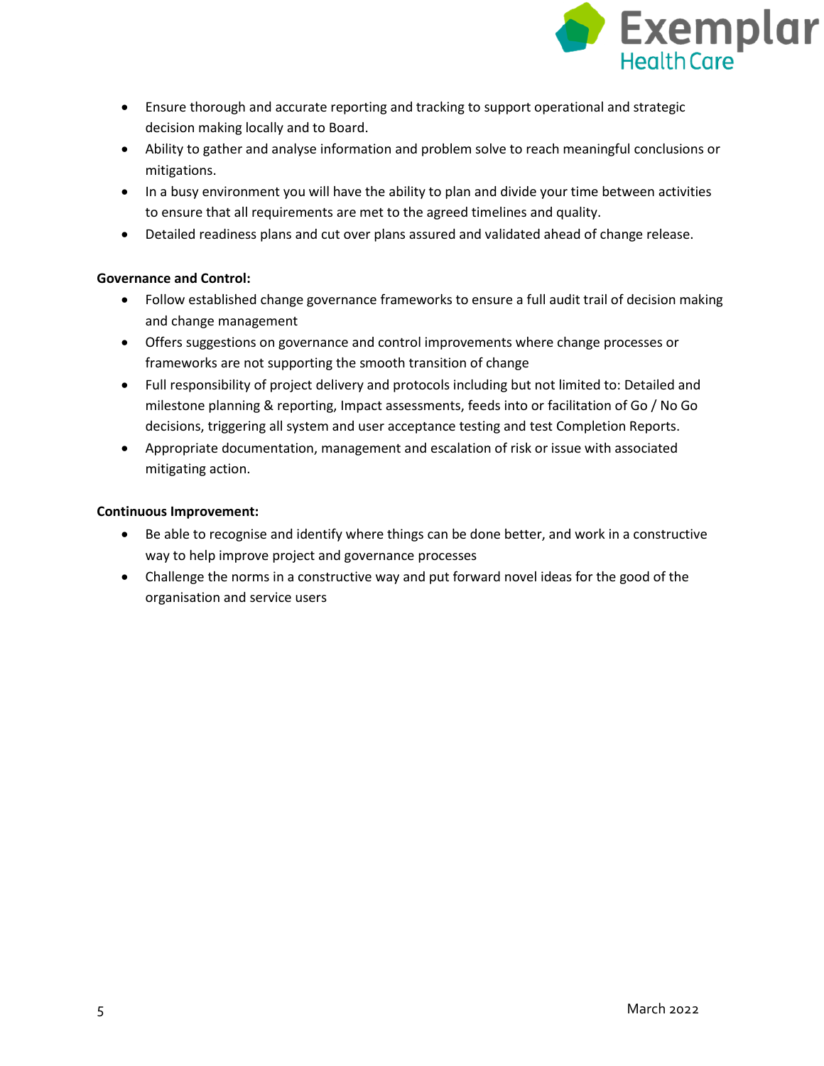- Ensure thorough and accurate reporting and tracking to support operational and strategic decision making locally and to Board.
- Ability to gather and analyse information and problem solve to reach meaningful conclusions or mitigations.
- In a busy environment you will have the ability to plan and divide your time between activities to ensure that all requirements are met to the agreed timelines and quality.
- Detailed readiness plans and cut over plans assured and validated ahead of change release.

**Governance and Control:**

- Follow established change governance frameworks to ensure a full audit trail of decision making and change management
- Offers suggestions on governance and control improvements where change processes or frameworks are not supporting the smooth transition of change
- Full responsibility of project delivery and protocols including but not limited to: Detailed and milestone planning & reporting, Impact assessments, feeds into or facilitation of Go / No Go decisions, triggering all system and user acceptance testing and test Completion Reports.
- Appropriate documentation, management and escalation of risk or issue with associated mitigating action.

**Continuous Improvement:**

- Be able to recognise and identify where things can be done better, and work in a constructive way to help improve project and governance processes
- Challenge the norms in a constructive way and put forward novel ideas for the good of the organisation and service users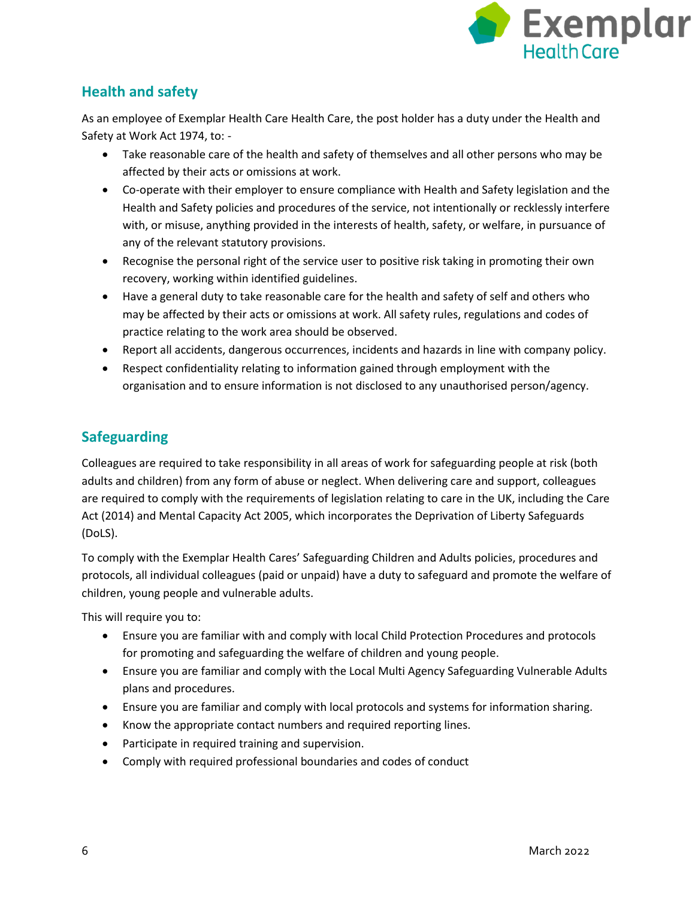## Health and safety

As an employee of Exemplar Health Care Health Care, the post holder has a duty under the Health and Safety at Work Act 1974, to: -

- Take reasonable care of the health and safety of themselves and all other persons who may be affected by their acts or omissions at work.
- Co-operate with their employer to ensure compliance with Health and Safety legislation and the Health and Safety policies and procedures of the service, not intentionally or recklessly interfere with, or misuse, anything provided in the interests of health, safety, or welfare, in pursuance of any of the relevant statutory provisions.
- Recognise the personal right of the service user to positive risk taking in promoting their own recovery, working within identified guidelines.
- Have a general duty to take reasonable care for the health and safety of self and others who may be affected by their acts or omissions at work. All safety rules, regulations and codes of practice relating to the work area should be observed.
- Report all accidents, dangerous occurrences, incidents and hazards in line with company policy.
- Respect confidentiality relating to information gained through employment with the organisation and to ensure information is not disclosed to any unauthorised person/agency.

## Safeguarding

Colleagues are required to take responsibility in all areas of work for safeguarding people at risk (both adults and children) from any form of abuse or neglect. When delivering care and support, colleagues are required to comply with the requirements of legislation relating to care in the UK, including the Care Act (2014) and Mental Capacity Act 2005, which incorporates the Deprivation of Liberty Safeguards (DoLS).

To comply with the Exemplar Health Cares' Safeguarding Children and Adults policies, procedures and protocols, all individual colleagues (paid or unpaid) have a duty to safeguard and promote the welfare of children, young people and vulnerable adults.

This will require you to:

- Ensure you are familiar with and comply with local Child Protection Procedures and protocols for promoting and safeguarding the welfare of children and young people.
- Ensure you are familiar and comply with the Local Multi Agency Safeguarding Vulnerable Adults plans and procedures.
- Ensure you are familiar and comply with local protocols and systems for information sharing.
- Know the appropriate contact numbers and required reporting lines.
- Participate in required training and supervision.
- Comply with required professional boundaries and codes of conduct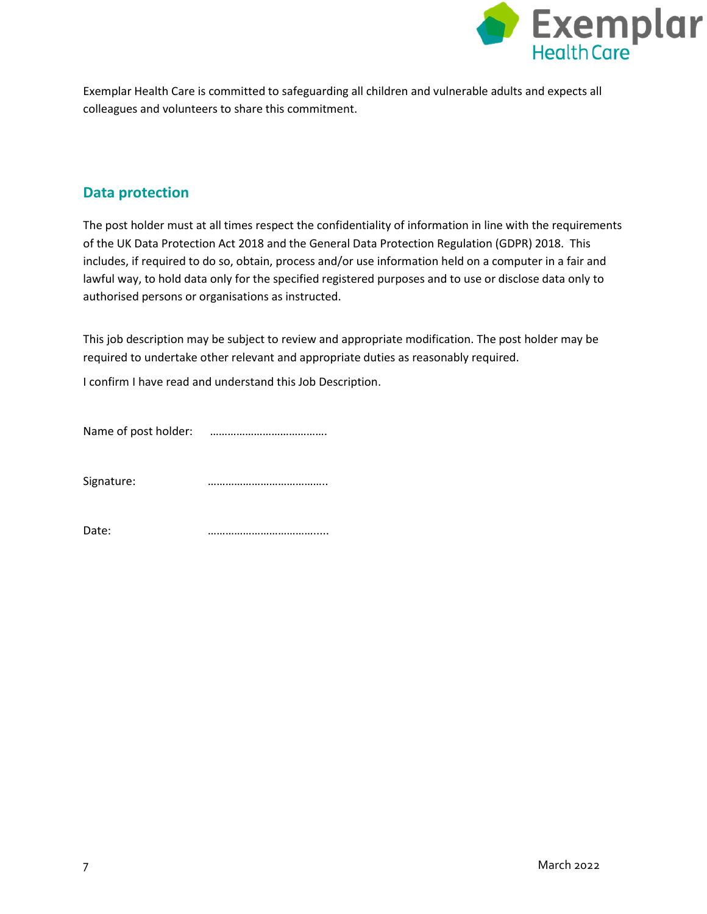Exemplar Health Care is committed to safeguarding all children and vulnerable adults and expects all colleagues and volunteers to share this commitment.

## Data protection

The post holder must at all times respect the confidentiality of information in line with the requirements of the UK Data Protection Act 2018 and the General Data Protection Regulation (GDPR) 2018. This includes, if required to do so, obtain, process and/or use information held on a computer in a fair and lawful way, to hold data only for the specified registered purposes and to use or disclose data only to authorised persons or organisations as instructed.

This job description may be subject to review and appropriate modification. The post holder may be required to undertake other relevant and appropriate duties as reasonably required.

I confirm I have read and understand this Job Description.

Name of post holder: ………………………………….

Signature: …………………………………..

Date: …………………………………....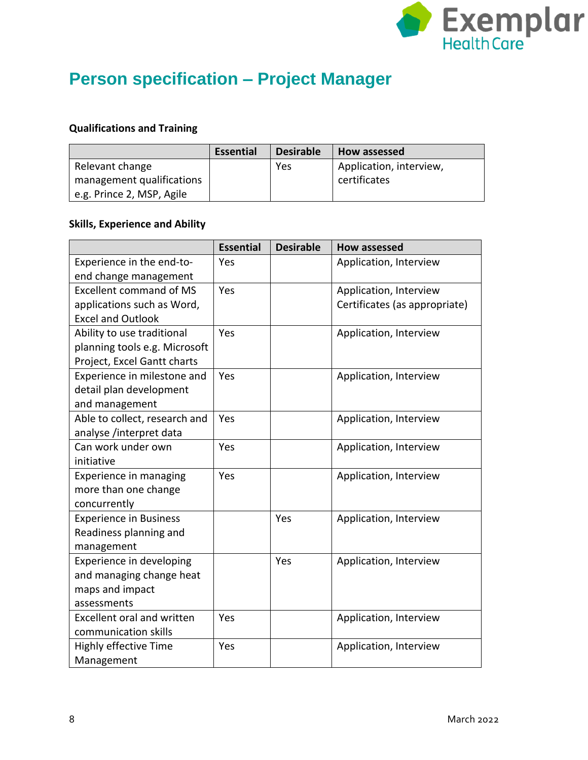# Person specification – Project Manager

**Qualifications and Training**

| | Essential | Desirable | How assessed |
|---|---|---|---|
| Relevant change management qualifications e.g. Prince 2, MSP, Agile | | Yes | Application, interview, certificates |

**Skills, Experience and Ability**

| | Essential | Desirable | How assessed |
|---|---|---|---|
| Experience in the end-to-end change management | Yes | | Application, Interview |
| Excellent command of MS applications such as Word, Excel and Outlook | Yes | | Application, Interview Certificates (as appropriate) |
| Ability to use traditional planning tools e.g. Microsoft Project, Excel Gantt charts | Yes | | Application, Interview |
| Experience in milestone and detail plan development and management | Yes | | Application, Interview |
| Able to collect, research and analyse /interpret data | Yes | | Application, Interview |
| Can work under own initiative | Yes | | Application, Interview |
| Experience in managing more than one change concurrently | Yes | | Application, Interview |
| Experience in Business Readiness planning and management | | Yes | Application, Interview |
| Experience in developing and managing change heat maps and impact assessments | | Yes | Application, Interview |
| Excellent oral and written communication skills | Yes | | Application, Interview |
| Highly effective Time Management | Yes | | Application, Interview |

March 2022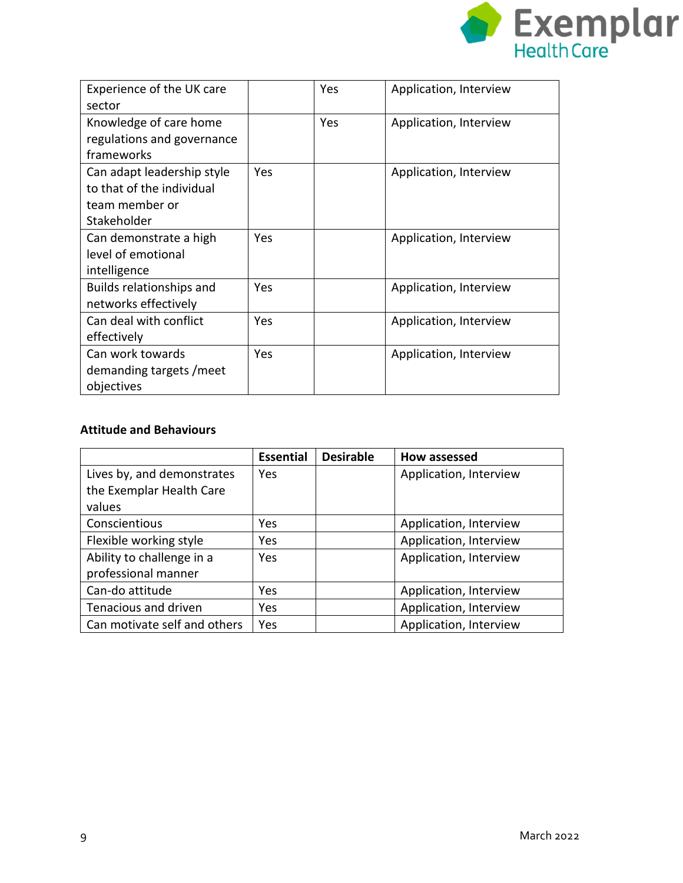| | | | |
|---|---|---|---|
| Experience of the UK care sector | | Yes | Application, Interview |
| Knowledge of care home regulations and governance frameworks | | Yes | Application, Interview |
| Can adapt leadership style to that of the individual team member or Stakeholder | Yes | | Application, Interview |
| Can demonstrate a high level of emotional intelligence | Yes | | Application, Interview |
| Builds relationships and networks effectively | Yes | | Application, Interview |
| Can deal with conflict effectively | Yes | | Application, Interview |
| Can work towards demanding targets /meet objectives | Yes | | Application, Interview |

**Attitude and Behaviours**

| | Essential | Desirable | How assessed |
|---|---|---|---|
| Lives by, and demonstrates the Exemplar Health Care values | Yes | | Application, Interview |
| Conscientious | Yes | | Application, Interview |
| Flexible working style | Yes | | Application, Interview |
| Ability to challenge in a professional manner | Yes | | Application, Interview |
| Can-do attitude | Yes | | Application, Interview |
| Tenacious and driven | Yes | | Application, Interview |
| Can motivate self and others | Yes | | Application, Interview |